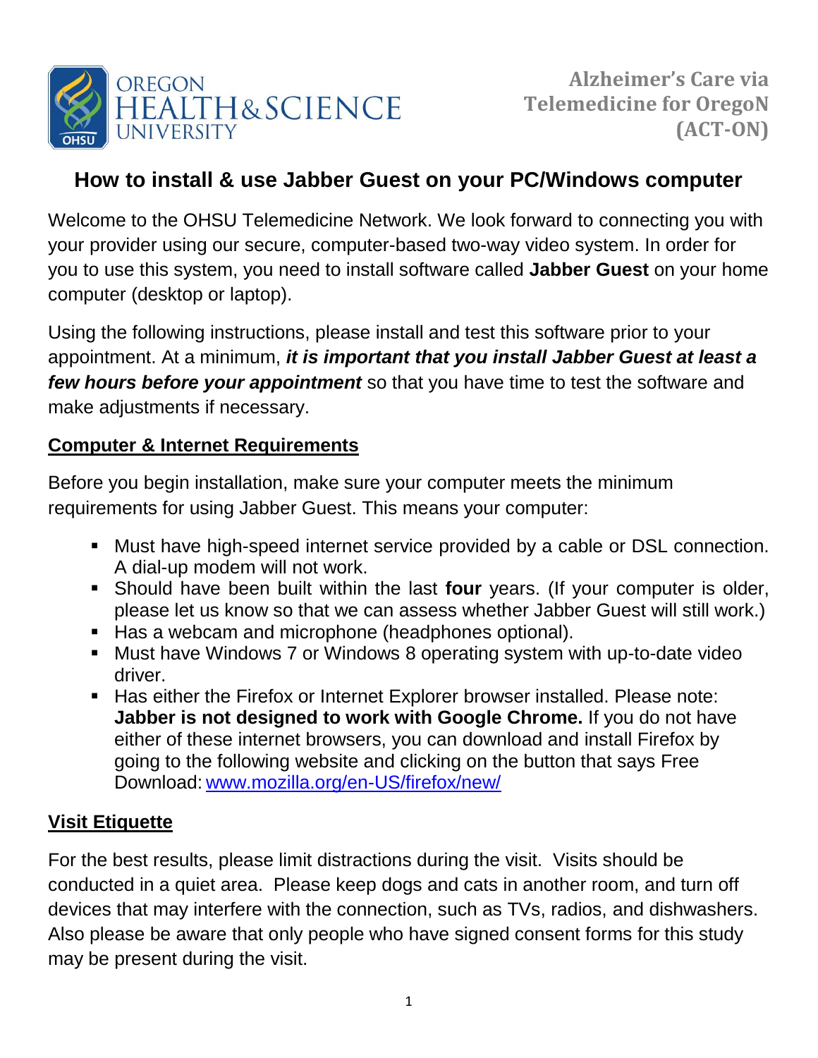OREGON HEALTH & SCIENCE UNIVERSITY

**Alzheimer's Care via Telemedicine for OregoN (ACT-ON)**

# How to install & use Jabber Guest on your PC/Windows computer

Welcome to the OHSU Telemedicine Network. We look forward to connecting you with your provider using our secure, computer-based two-way video system. In order for you to use this system, you need to install software called **Jabber Guest** on your home computer (desktop or laptop).

Using the following instructions, please install and test this software prior to your appointment. At a minimum, ***it is important that you install Jabber Guest at least a few hours before your appointment*** so that you have time to test the software and make adjustments if necessary.

## Computer & Internet Requirements

Before you begin installation, make sure your computer meets the minimum requirements for using Jabber Guest. This means your computer:

- Must have high-speed internet service provided by a cable or DSL connection. A dial-up modem will not work.
- Should have been built within the last **four** years. (If your computer is older, please let us know so that we can assess whether Jabber Guest will still work.)
- Has a webcam and microphone (headphones optional).
- Must have Windows 7 or Windows 8 operating system with up-to-date video driver.
- Has either the Firefox or Internet Explorer browser installed. Please note: **Jabber is not designed to work with Google Chrome.** If you do not have either of these internet browsers, you can download and install Firefox by going to the following website and clicking on the button that says Free Download: [www.mozilla.org/en-US/firefox/new/](http://www.mozilla.org/en-US/firefox/new/)

## Visit Etiquette

For the best results, please limit distractions during the visit. Visits should be conducted in a quiet area. Please keep dogs and cats in another room, and turn off devices that may interfere with the connection, such as TVs, radios, and dishwashers. Also please be aware that only people who have signed consent forms for this study may be present during the visit.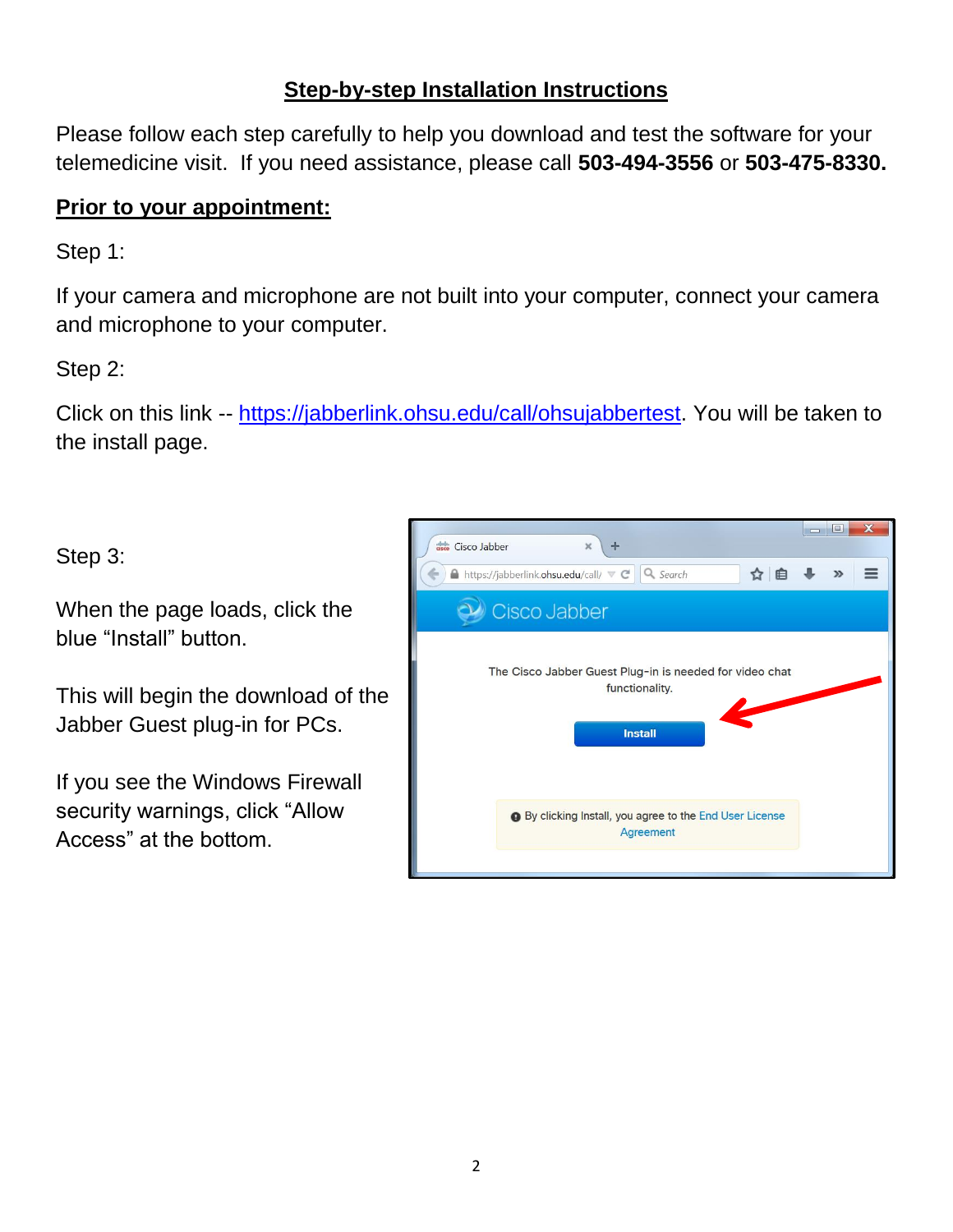## Step-by-step Installation Instructions

Please follow each step carefully to help you download and test the software for your telemedicine visit. If you need assistance, please call **503-494-3556** or **503-475-8330.**

**Prior to your appointment:**

Step 1:

If your camera and microphone are not built into your computer, connect your camera and microphone to your computer.

Step 2:

Click on this link -- [https://jabberlink.ohsu.edu/call/ohsujabbertest](https://jabberlink.ohsu.edu/call/ohsujabbertest). You will be taken to the install page.

Step 3:

When the page loads, click the blue "Install" button.

This will begin the download of the Jabber Guest plug-in for PCs.

If you see the Windows Firewall security warnings, click "Allow Access" at the bottom.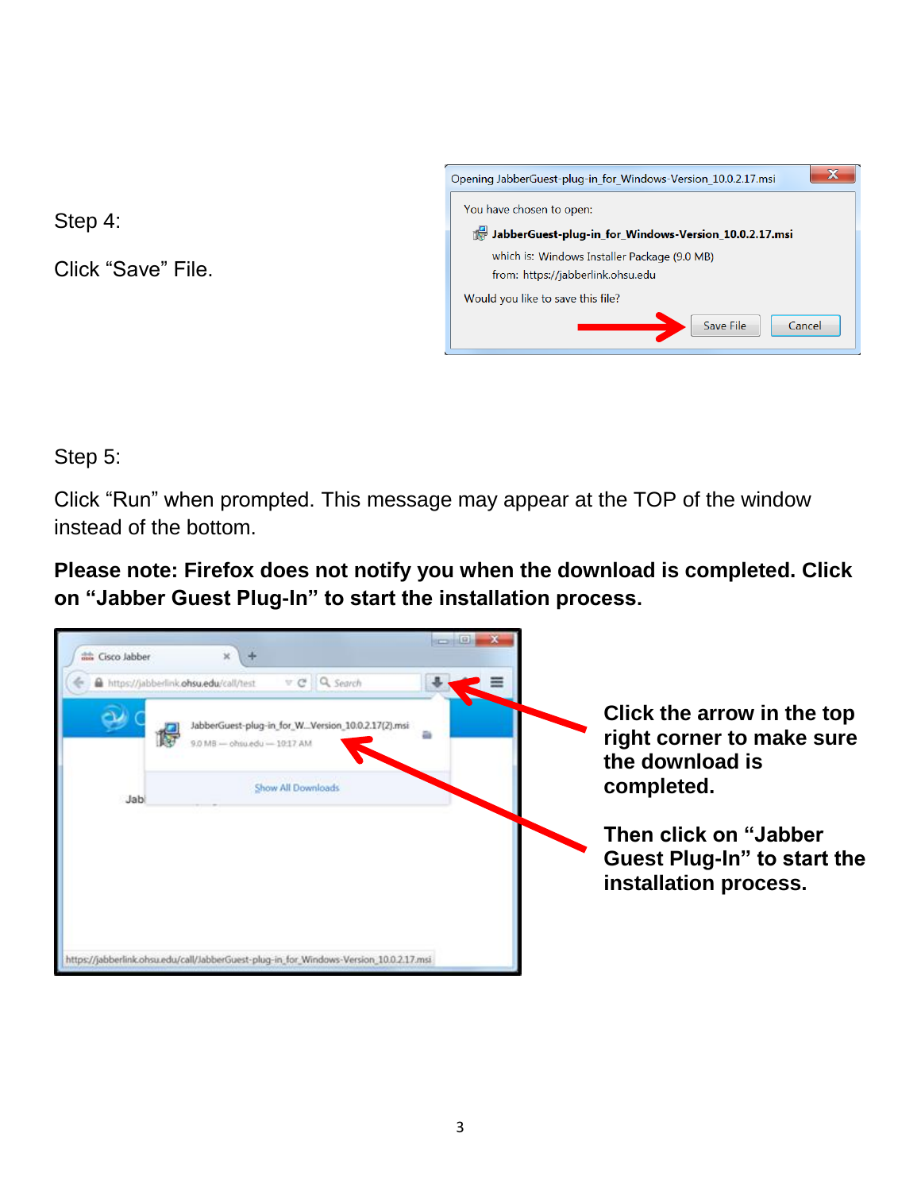Step 4:

Click “Save” File.

Step 5:

Click “Run” when prompted. This message may appear at the TOP of the window instead of the bottom.

**Please note: Firefox does not notify you when the download is completed. Click on “Jabber Guest Plug-In” to start the installation process.**

**Click the arrow in the top right corner to make sure the download is completed.**

**Then click on “Jabber Guest Plug-In” to start the installation process.**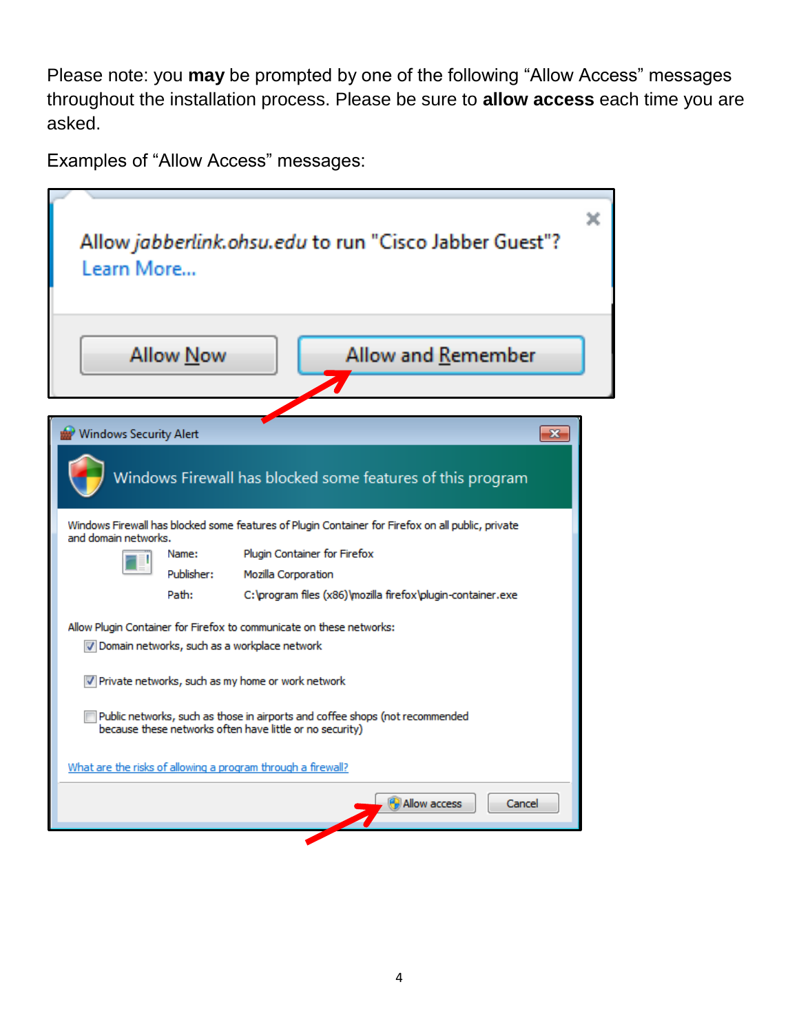Please note: you **may** be prompted by one of the following “Allow Access” messages throughout the installation process. Please be sure to **allow access** each time you are asked.

Examples of “Allow Access” messages: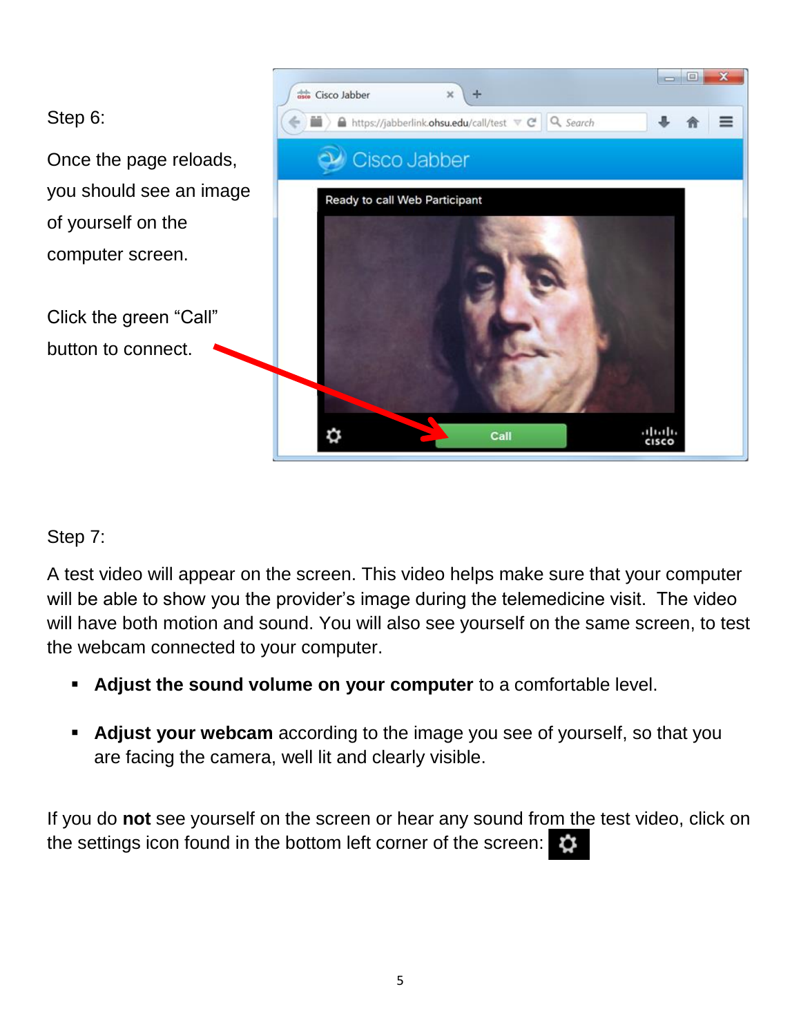Step 6:

Once the page reloads, you should see an image of yourself on the computer screen.

Click the green “Call” button to connect.

Step 7:

A test video will appear on the screen. This video helps make sure that your computer will be able to show you the provider’s image during the telemedicine visit. The video will have both motion and sound. You will also see yourself on the same screen, to test the webcam connected to your computer.

- **Adjust the sound volume on your computer** to a comfortable level.
- **Adjust your webcam** according to the image you see of yourself, so that you are facing the camera, well lit and clearly visible.

If you do **not** see yourself on the screen or hear any sound from the test video, click on the settings icon found in the bottom left corner of the screen: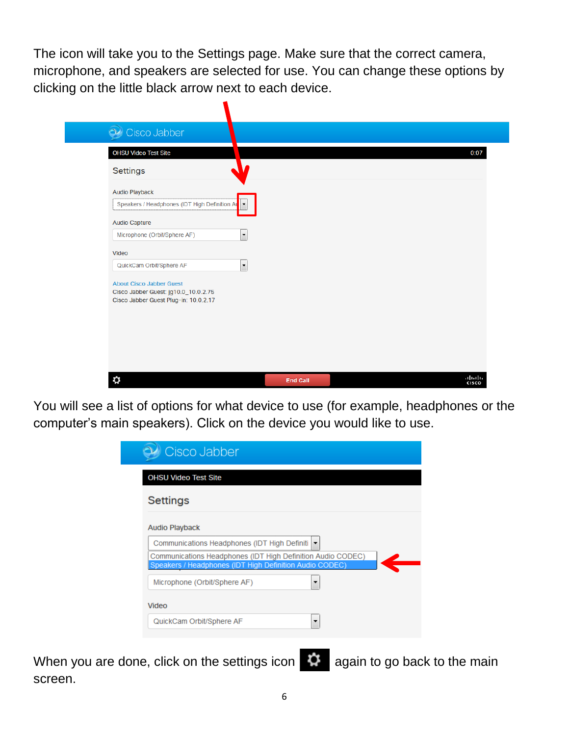The icon will take you to the Settings page. Make sure that the correct camera, microphone, and speakers are selected for use. You can change these options by clicking on the little black arrow next to each device.

You will see a list of options for what device to use (for example, headphones or the computer's main speakers). Click on the device you would like to use.

When you are done, click on the settings icon again to go back to the main screen.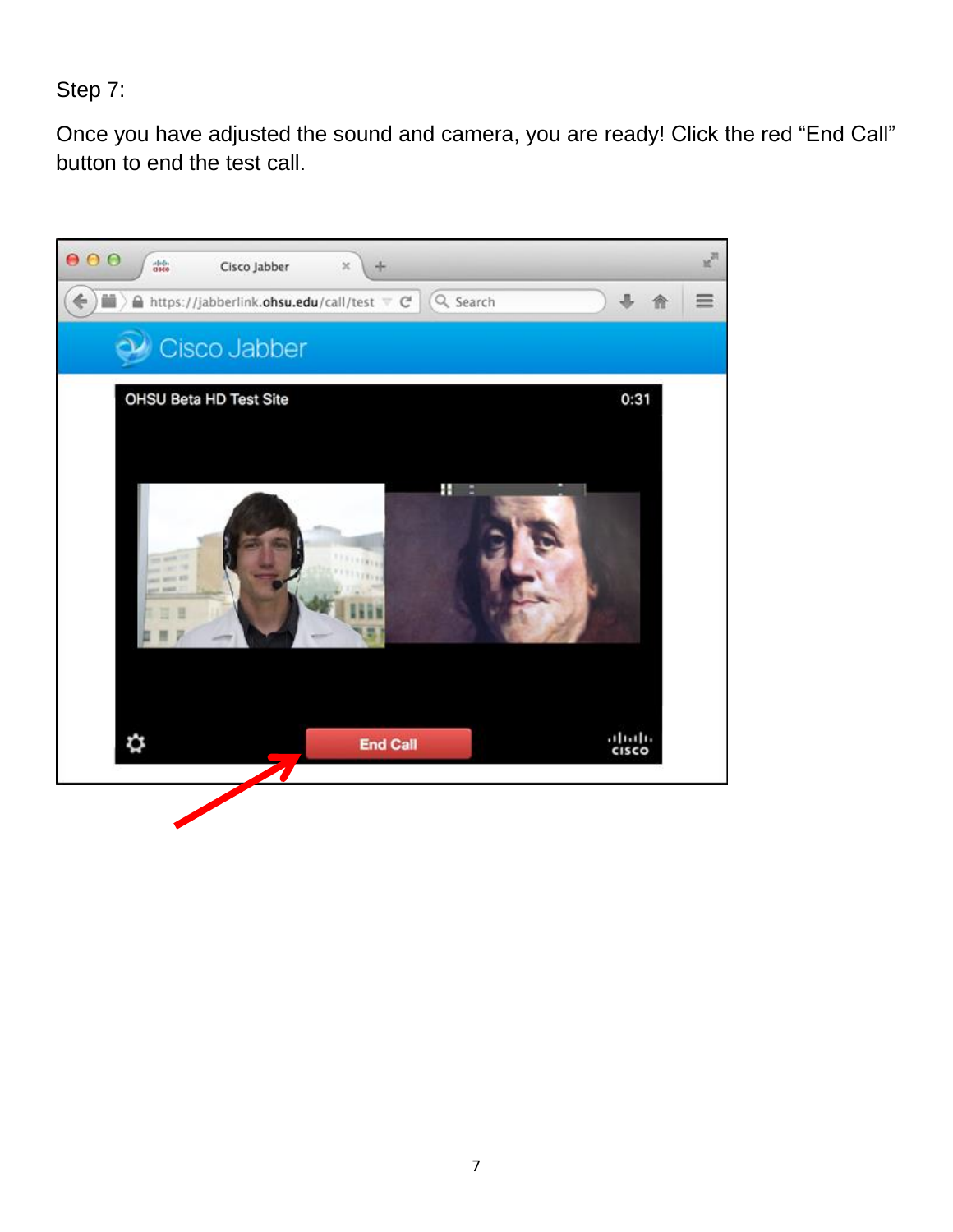Step 7:

Once you have adjusted the sound and camera, you are ready! Click the red “End Call” button to end the test call.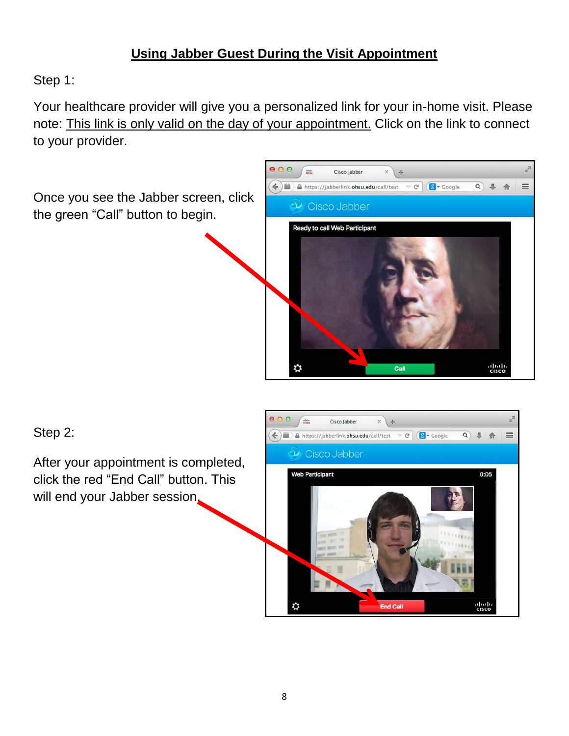## Using Jabber Guest During the Visit Appointment

Step 1:

Your healthcare provider will give you a personalized link for your in-home visit. Please note: This link is only valid on the day of your appointment. Click on the link to connect to your provider.

Once you see the Jabber screen, click the green "Call" button to begin.

Step 2:

After your appointment is completed, click the red "End Call" button. This will end your Jabber session.